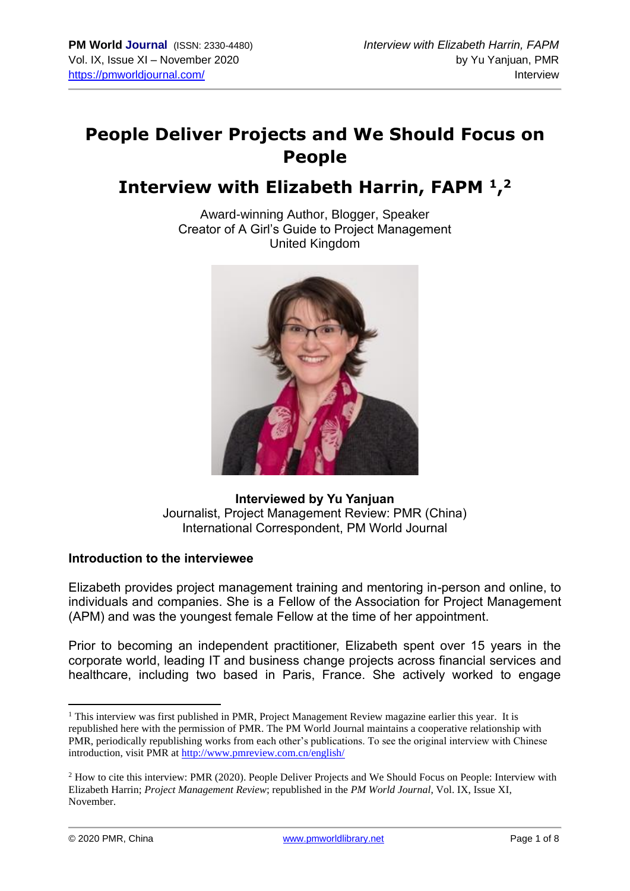# People Deliver Projects and We Should Focus on People

## Interview with Elizabeth Harrin, FAPM [1,2]

Award-winning Author, Blogger, Speaker
Creator of A Girl's Guide to Project Management
United Kingdom

**Interviewed by Yu Yanjuan**
Journalist, Project Management Review: PMR (China)
International Correspondent, PM World Journal

### Introduction to the interviewee

Elizabeth provides project management training and mentoring in-person and online, to individuals and companies. She is a Fellow of the Association for Project Management (APM) and was the youngest female Fellow at the time of her appointment.

Prior to becoming an independent practitioner, Elizabeth spent over 15 years in the corporate world, leading IT and business change projects across financial services and healthcare, including two based in Paris, France. She actively worked to engage

---

[1] This interview was first published in PMR, Project Management Review magazine earlier this year. It is republished here with the permission of PMR. The PM World Journal maintains a cooperative relationship with PMR, periodically republishing works from each other's publications. To see the original interview with Chinese introduction, visit PMR at http://www.pmreview.com.cn/english/

[2] How to cite this interview: PMR (2020). People Deliver Projects and We Should Focus on People: Interview with Elizabeth Harrin; *Project Management Review*; republished in the *PM World Journal*, Vol. IX, Issue XI, November.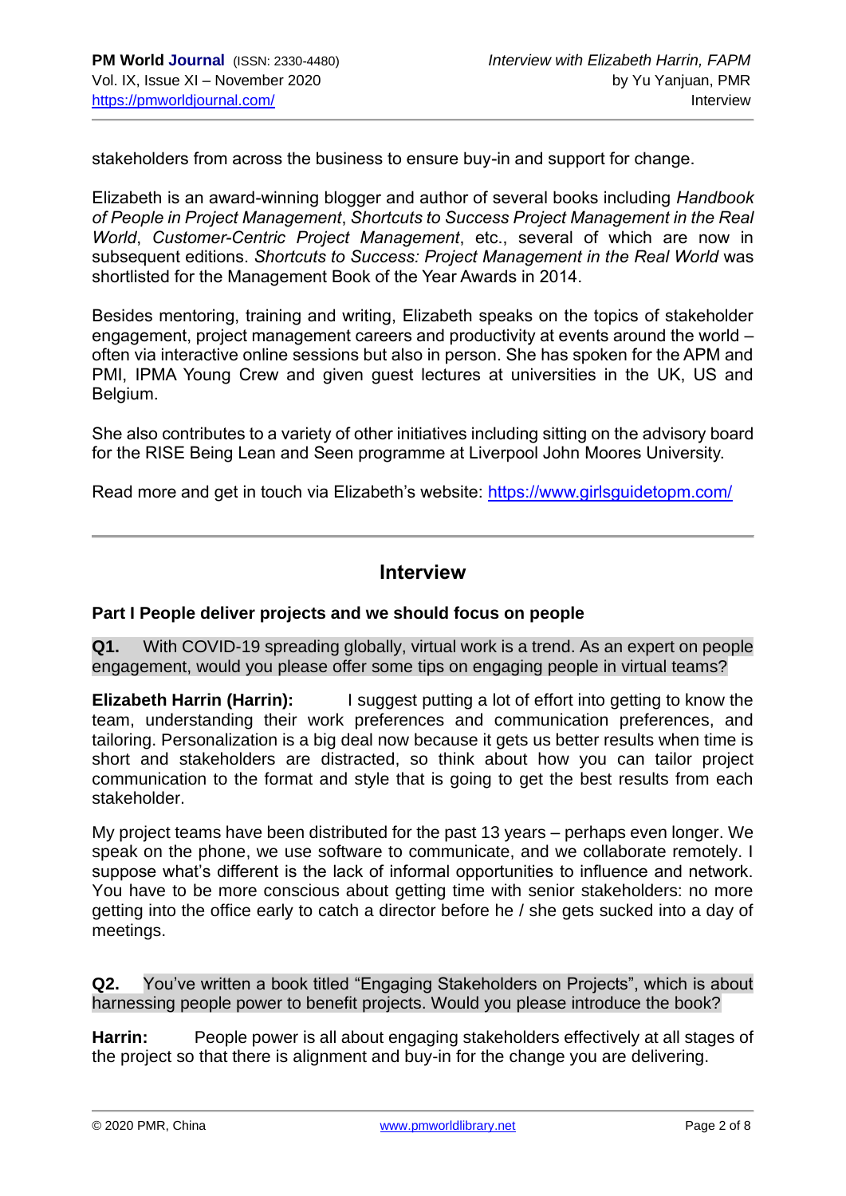stakeholders from across the business to ensure buy-in and support for change.

Elizabeth is an award-winning blogger and author of several books including *Handbook of People in Project Management*, *Shortcuts to Success Project Management in the Real World*, *Customer-Centric Project Management*, etc., several of which are now in subsequent editions. *Shortcuts to Success: Project Management in the Real World* was shortlisted for the Management Book of the Year Awards in 2014.

Besides mentoring, training and writing, Elizabeth speaks on the topics of stakeholder engagement, project management careers and productivity at events around the world – often via interactive online sessions but also in person. She has spoken for the APM and PMI, IPMA Young Crew and given guest lectures at universities in the UK, US and Belgium.

She also contributes to a variety of other initiatives including sitting on the advisory board for the RISE Being Lean and Seen programme at Liverpool John Moores University.

Read more and get in touch via Elizabeth's website: https://www.girlsguidetopm.com/

---

## Interview

### Part I People deliver projects and we should focus on people

**Q1.** With COVID-19 spreading globally, virtual work is a trend. As an expert on people engagement, would you please offer some tips on engaging people in virtual teams?

**Elizabeth Harrin (Harrin):** I suggest putting a lot of effort into getting to know the team, understanding their work preferences and communication preferences, and tailoring. Personalization is a big deal now because it gets us better results when time is short and stakeholders are distracted, so think about how you can tailor project communication to the format and style that is going to get the best results from each stakeholder.

My project teams have been distributed for the past 13 years – perhaps even longer. We speak on the phone, we use software to communicate, and we collaborate remotely. I suppose what's different is the lack of informal opportunities to influence and network. You have to be more conscious about getting time with senior stakeholders: no more getting into the office early to catch a director before he / she gets sucked into a day of meetings.

**Q2.** You've written a book titled "Engaging Stakeholders on Projects", which is about harnessing people power to benefit projects. Would you please introduce the book?

**Harrin:** People power is all about engaging stakeholders effectively at all stages of the project so that there is alignment and buy-in for the change you are delivering.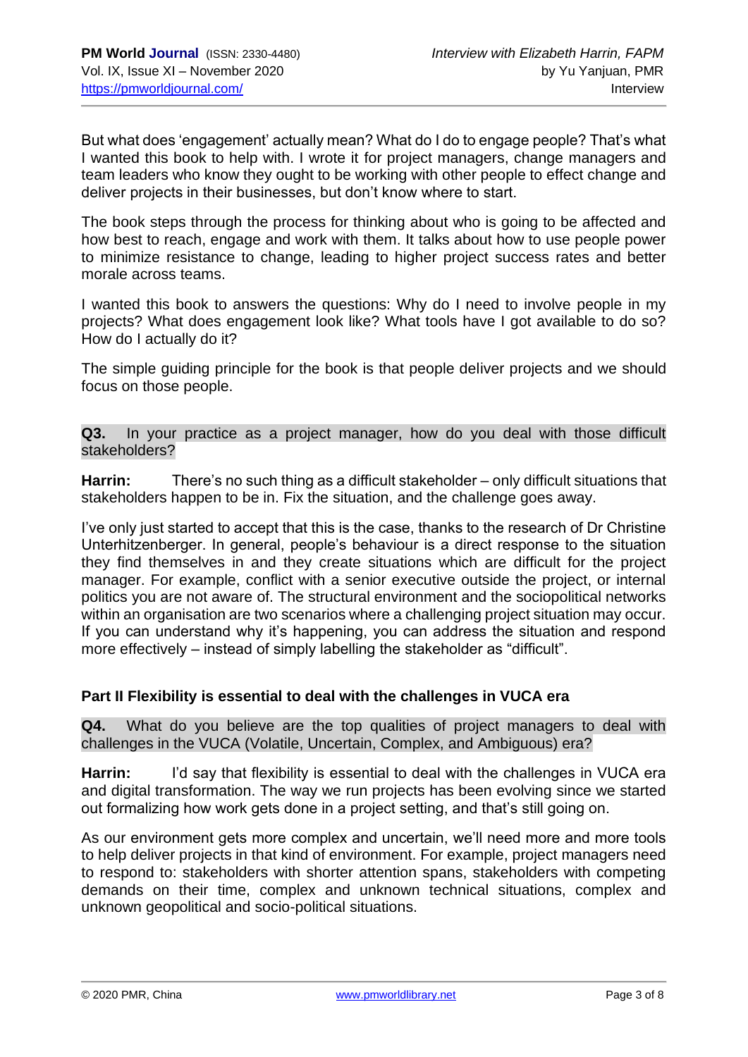But what does 'engagement' actually mean? What do I do to engage people? That's what I wanted this book to help with. I wrote it for project managers, change managers and team leaders who know they ought to be working with other people to effect change and deliver projects in their businesses, but don't know where to start.

The book steps through the process for thinking about who is going to be affected and how best to reach, engage and work with them. It talks about how to use people power to minimize resistance to change, leading to higher project success rates and better morale across teams.

I wanted this book to answers the questions: Why do I need to involve people in my projects? What does engagement look like? What tools have I got available to do so? How do I actually do it?

The simple guiding principle for the book is that people deliver projects and we should focus on those people.

**Q3.** In your practice as a project manager, how do you deal with those difficult stakeholders?

**Harrin:** There's no such thing as a difficult stakeholder – only difficult situations that stakeholders happen to be in. Fix the situation, and the challenge goes away.

I've only just started to accept that this is the case, thanks to the research of Dr Christine Unterhitzenberger. In general, people's behaviour is a direct response to the situation they find themselves in and they create situations which are difficult for the project manager. For example, conflict with a senior executive outside the project, or internal politics you are not aware of. The structural environment and the sociopolitical networks within an organisation are two scenarios where a challenging project situation may occur. If you can understand why it's happening, you can address the situation and respond more effectively – instead of simply labelling the stakeholder as "difficult".

## Part II Flexibility is essential to deal with the challenges in VUCA era

**Q4.** What do you believe are the top qualities of project managers to deal with challenges in the VUCA (Volatile, Uncertain, Complex, and Ambiguous) era?

**Harrin:** I'd say that flexibility is essential to deal with the challenges in VUCA era and digital transformation. The way we run projects has been evolving since we started out formalizing how work gets done in a project setting, and that's still going on.

As our environment gets more complex and uncertain, we'll need more and more tools to help deliver projects in that kind of environment. For example, project managers need to respond to: stakeholders with shorter attention spans, stakeholders with competing demands on their time, complex and unknown technical situations, complex and unknown geopolitical and socio-political situations.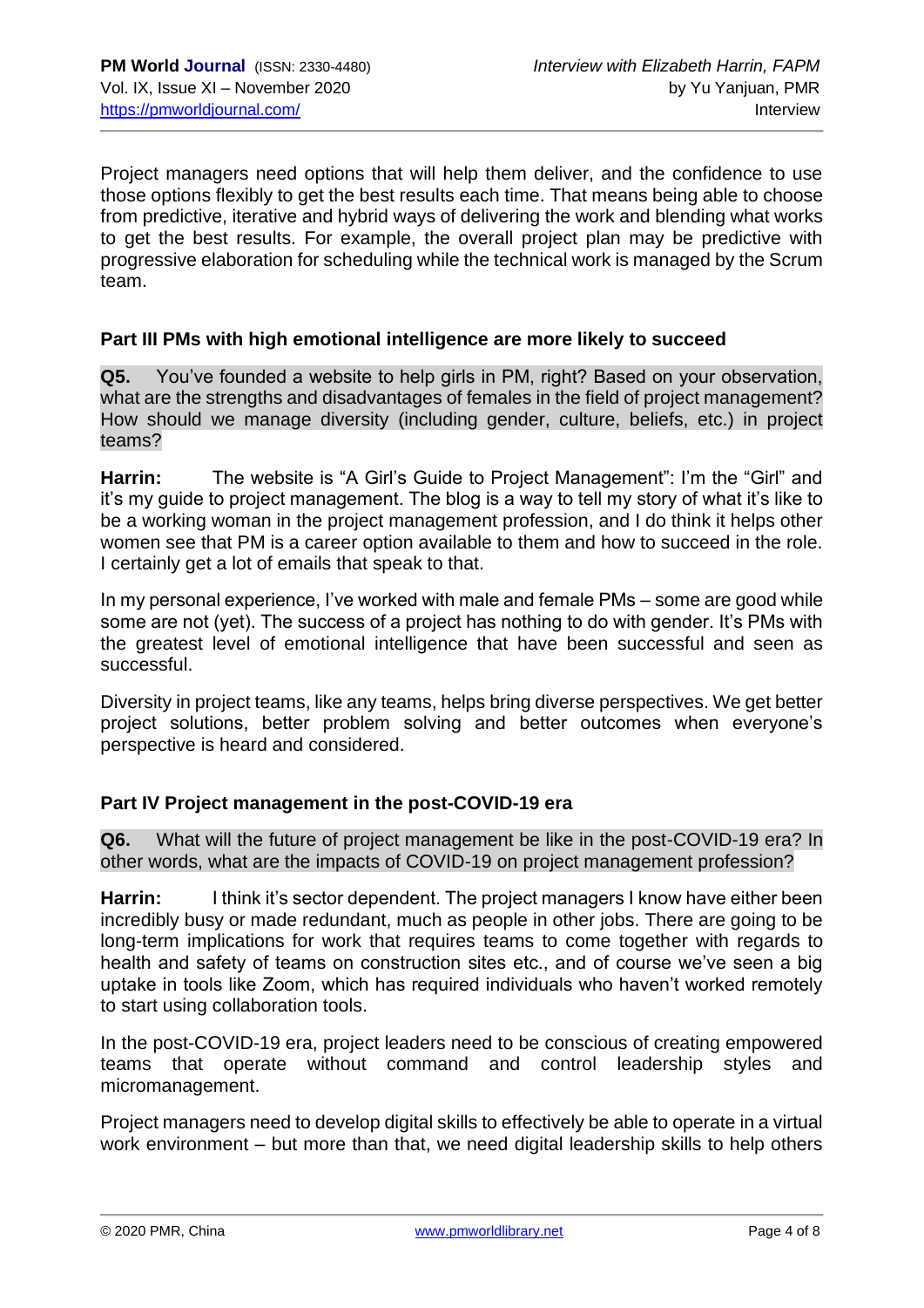Project managers need options that will help them deliver, and the confidence to use those options flexibly to get the best results each time. That means being able to choose from predictive, iterative and hybrid ways of delivering the work and blending what works to get the best results. For example, the overall project plan may be predictive with progressive elaboration for scheduling while the technical work is managed by the Scrum team.

## Part III PMs with high emotional intelligence are more likely to succeed

**Q5.** You've founded a website to help girls in PM, right? Based on your observation, what are the strengths and disadvantages of females in the field of project management? How should we manage diversity (including gender, culture, beliefs, etc.) in project teams?

**Harrin:** The website is "A Girl's Guide to Project Management": I'm the "Girl" and it's my guide to project management. The blog is a way to tell my story of what it's like to be a working woman in the project management profession, and I do think it helps other women see that PM is a career option available to them and how to succeed in the role. I certainly get a lot of emails that speak to that.

In my personal experience, I've worked with male and female PMs – some are good while some are not (yet). The success of a project has nothing to do with gender. It's PMs with the greatest level of emotional intelligence that have been successful and seen as successful.

Diversity in project teams, like any teams, helps bring diverse perspectives. We get better project solutions, better problem solving and better outcomes when everyone's perspective is heard and considered.

## Part IV Project management in the post-COVID-19 era

**Q6.** What will the future of project management be like in the post-COVID-19 era? In other words, what are the impacts of COVID-19 on project management profession?

**Harrin:** I think it's sector dependent. The project managers I know have either been incredibly busy or made redundant, much as people in other jobs. There are going to be long-term implications for work that requires teams to come together with regards to health and safety of teams on construction sites etc., and of course we've seen a big uptake in tools like Zoom, which has required individuals who haven't worked remotely to start using collaboration tools.

In the post-COVID-19 era, project leaders need to be conscious of creating empowered teams that operate without command and control leadership styles and micromanagement.

Project managers need to develop digital skills to effectively be able to operate in a virtual work environment – but more than that, we need digital leadership skills to help others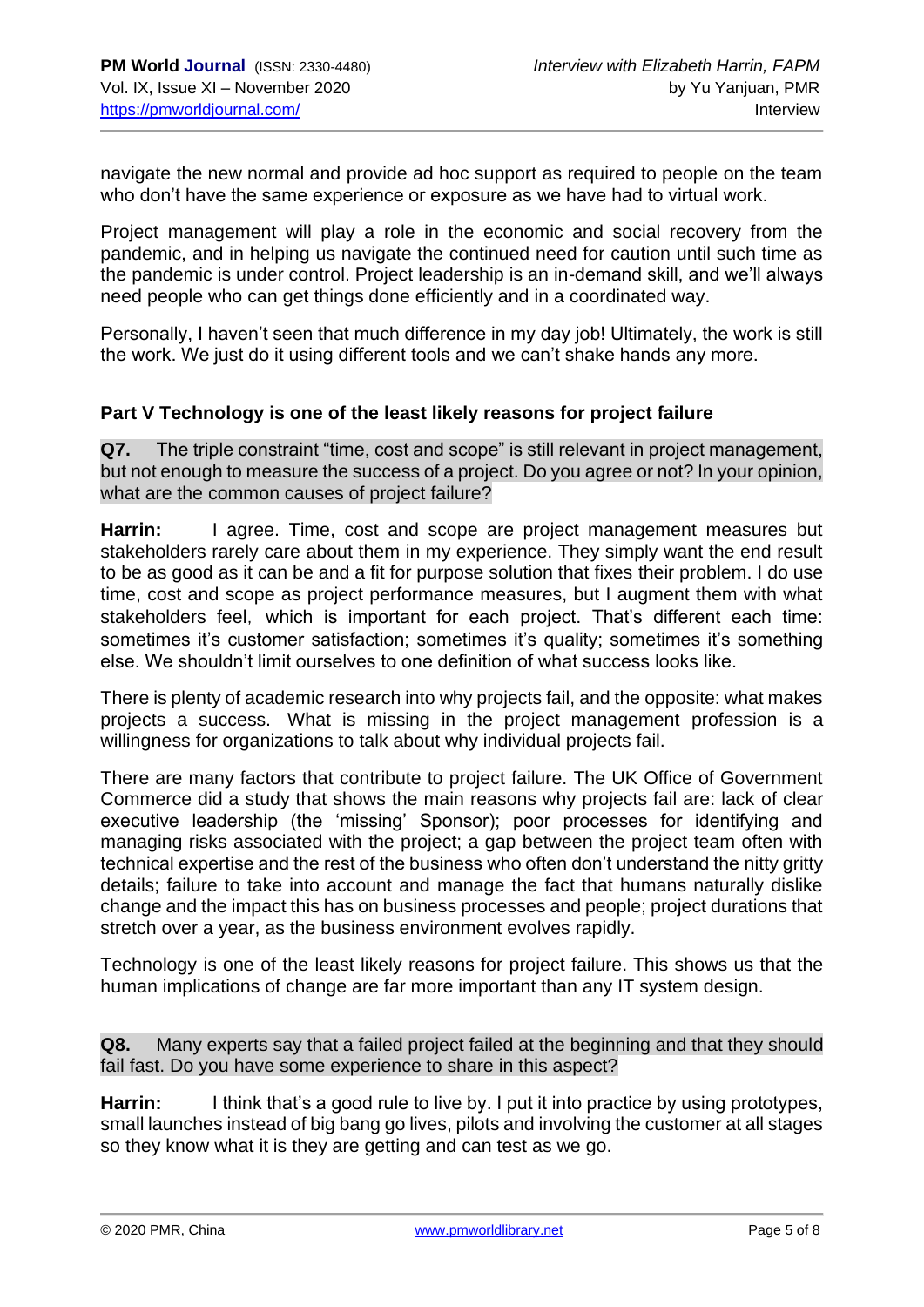navigate the new normal and provide ad hoc support as required to people on the team who don't have the same experience or exposure as we have had to virtual work.

Project management will play a role in the economic and social recovery from the pandemic, and in helping us navigate the continued need for caution until such time as the pandemic is under control. Project leadership is an in-demand skill, and we'll always need people who can get things done efficiently and in a coordinated way.

Personally, I haven't seen that much difference in my day job! Ultimately, the work is still the work. We just do it using different tools and we can't shake hands any more.

### Part V Technology is one of the least likely reasons for project failure

**Q7.** The triple constraint "time, cost and scope" is still relevant in project management, but not enough to measure the success of a project. Do you agree or not? In your opinion, what are the common causes of project failure?

**Harrin:** I agree. Time, cost and scope are project management measures but stakeholders rarely care about them in my experience. They simply want the end result to be as good as it can be and a fit for purpose solution that fixes their problem. I do use time, cost and scope as project performance measures, but I augment them with what stakeholders feel, which is important for each project. That's different each time: sometimes it's customer satisfaction; sometimes it's quality; sometimes it's something else. We shouldn't limit ourselves to one definition of what success looks like.

There is plenty of academic research into why projects fail, and the opposite: what makes projects a success. What is missing in the project management profession is a willingness for organizations to talk about why individual projects fail.

There are many factors that contribute to project failure. The UK Office of Government Commerce did a study that shows the main reasons why projects fail are: lack of clear executive leadership (the 'missing' Sponsor); poor processes for identifying and managing risks associated with the project; a gap between the project team often with technical expertise and the rest of the business who often don't understand the nitty gritty details; failure to take into account and manage the fact that humans naturally dislike change and the impact this has on business processes and people; project durations that stretch over a year, as the business environment evolves rapidly.

Technology is one of the least likely reasons for project failure. This shows us that the human implications of change are far more important than any IT system design.

**Q8.** Many experts say that a failed project failed at the beginning and that they should fail fast. Do you have some experience to share in this aspect?

**Harrin:** I think that's a good rule to live by. I put it into practice by using prototypes, small launches instead of big bang go lives, pilots and involving the customer at all stages so they know what it is they are getting and can test as we go.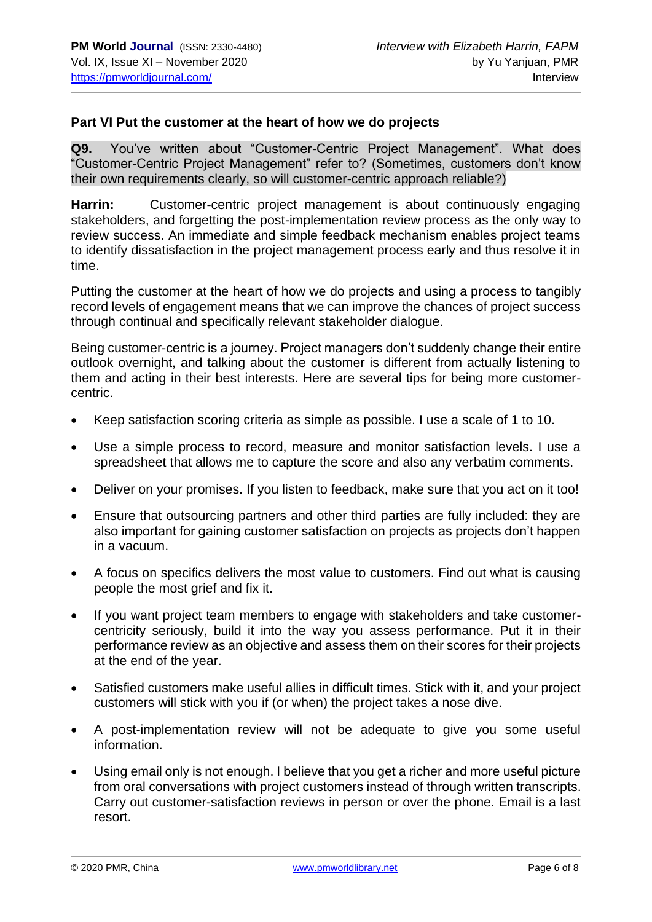**Part VI Put the customer at the heart of how we do projects**

**Q9.** You've written about "Customer-Centric Project Management". What does "Customer-Centric Project Management" refer to? (Sometimes, customers don't know their own requirements clearly, so will customer-centric approach reliable?)

**Harrin:** Customer-centric project management is about continuously engaging stakeholders, and forgetting the post-implementation review process as the only way to review success. An immediate and simple feedback mechanism enables project teams to identify dissatisfaction in the project management process early and thus resolve it in time.

Putting the customer at the heart of how we do projects and using a process to tangibly record levels of engagement means that we can improve the chances of project success through continual and specifically relevant stakeholder dialogue.

Being customer-centric is a journey. Project managers don't suddenly change their entire outlook overnight, and talking about the customer is different from actually listening to them and acting in their best interests. Here are several tips for being more customer-centric.

- Keep satisfaction scoring criteria as simple as possible. I use a scale of 1 to 10.
- Use a simple process to record, measure and monitor satisfaction levels. I use a spreadsheet that allows me to capture the score and also any verbatim comments.
- Deliver on your promises. If you listen to feedback, make sure that you act on it too!
- Ensure that outsourcing partners and other third parties are fully included: they are also important for gaining customer satisfaction on projects as projects don't happen in a vacuum.
- A focus on specifics delivers the most value to customers. Find out what is causing people the most grief and fix it.
- If you want project team members to engage with stakeholders and take customer-centricity seriously, build it into the way you assess performance. Put it in their performance review as an objective and assess them on their scores for their projects at the end of the year.
- Satisfied customers make useful allies in difficult times. Stick with it, and your project customers will stick with you if (or when) the project takes a nose dive.
- A post-implementation review will not be adequate to give you some useful information.
- Using email only is not enough. I believe that you get a richer and more useful picture from oral conversations with project customers instead of through written transcripts. Carry out customer-satisfaction reviews in person or over the phone. Email is a last resort.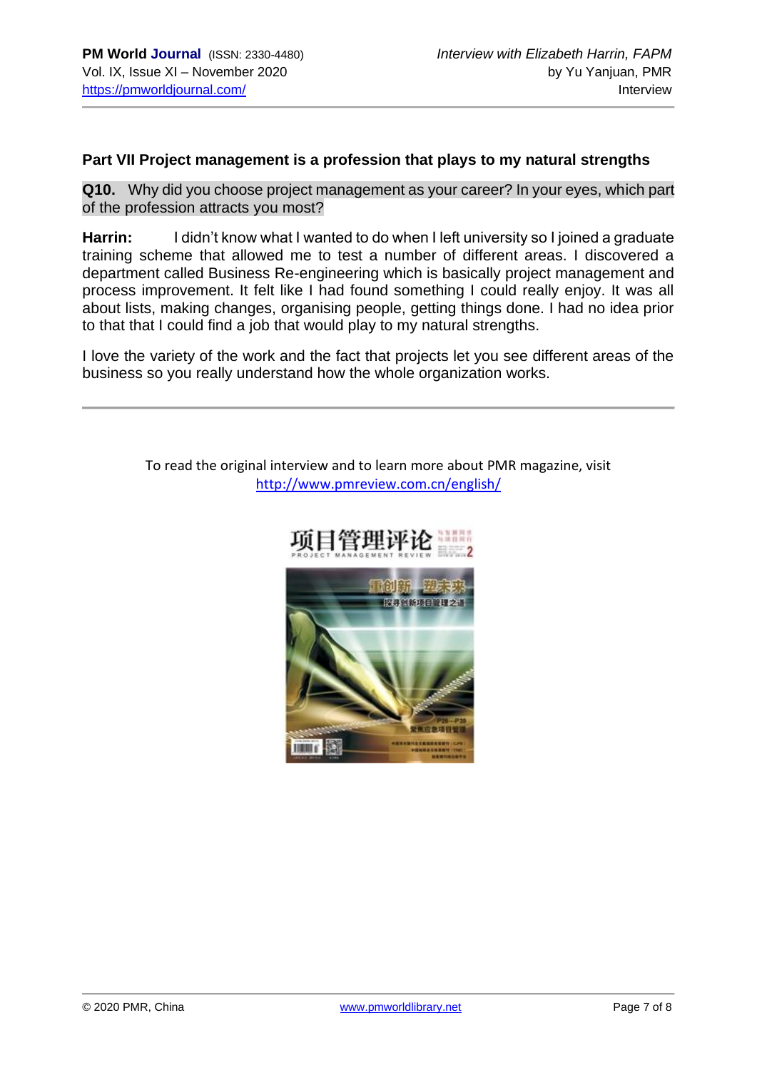## Part VII Project management is a profession that plays to my natural strengths

**Q10.** Why did you choose project management as your career? In your eyes, which part of the profession attracts you most?

**Harrin:** I didn't know what I wanted to do when I left university so I joined a graduate training scheme that allowed me to test a number of different areas. I discovered a department called Business Re-engineering which is basically project management and process improvement. It felt like I had found something I could really enjoy. It was all about lists, making changes, organising people, getting things done. I had no idea prior to that that I could find a job that would play to my natural strengths.

I love the variety of the work and the fact that projects let you see different areas of the business so you really understand how the whole organization works.

---

To read the original interview and to learn more about PMR magazine, visit http://www.pmreview.com.cn/english/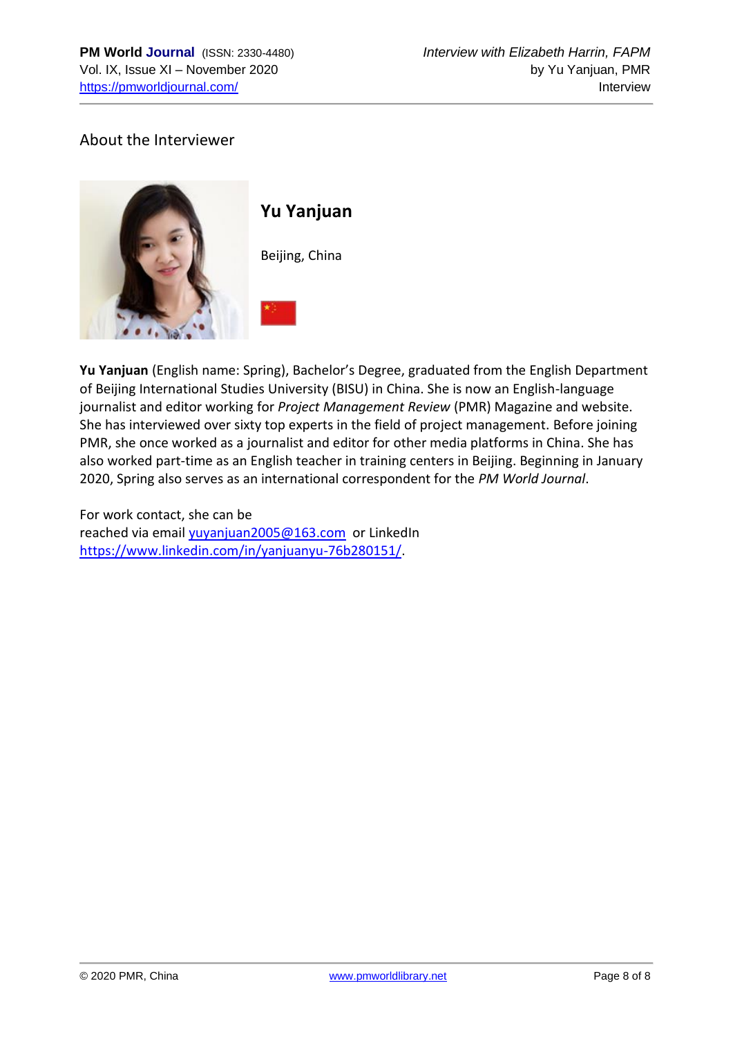## About the Interviewer

### Yu Yanjuan

Beijing, China

**Yu Yanjuan** (English name: Spring), Bachelor's Degree, graduated from the English Department of Beijing International Studies University (BISU) in China. She is now an English-language journalist and editor working for *Project Management Review* (PMR) Magazine and website. She has interviewed over sixty top experts in the field of project management. Before joining PMR, she once worked as a journalist and editor for other media platforms in China. She has also worked part-time as an English teacher in training centers in Beijing. Beginning in January 2020, Spring also serves as an international correspondent for the *PM World Journal*.

For work contact, she can be reached via email yuyanjuan2005@163.com or LinkedIn https://www.linkedin.com/in/yanjuanyu-76b280151/.